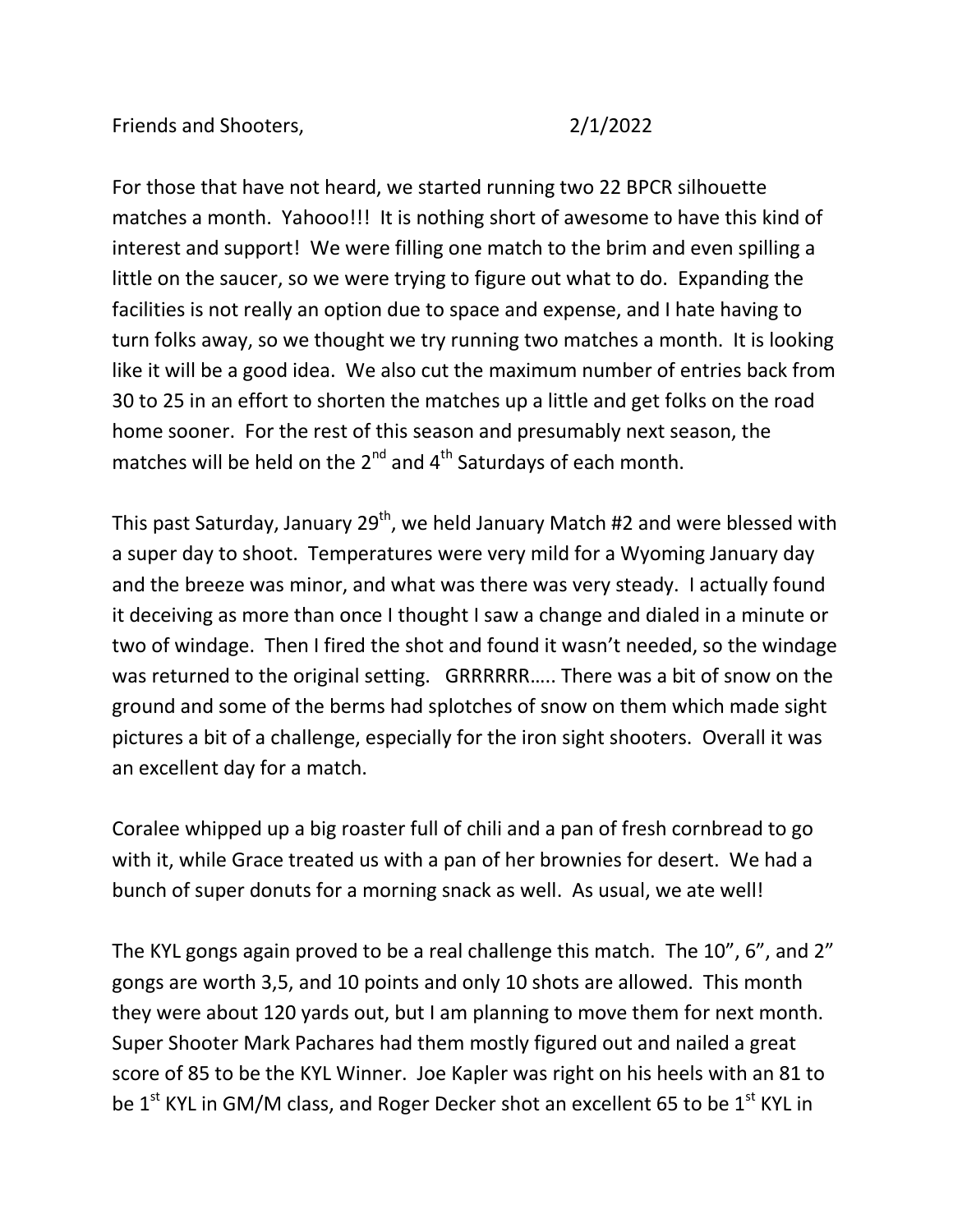Friends and Shooters, 2/1/2022

For those that have not heard, we started running two 22 BPCR silhouette matches a month. Yahooo!!! It is nothing short of awesome to have this kind of interest and support! We were filling one match to the brim and even spilling a little on the saucer, so we were trying to figure out what to do. Expanding the facilities is not really an option due to space and expense, and I hate having to turn folks away, so we thought we try running two matches a month. It is looking like it will be a good idea. We also cut the maximum number of entries back from 30 to 25 in an effort to shorten the matches up a little and get folks on the road home sooner. For the rest of this season and presumably next season, the matches will be held on the 2nd and 4th Saturdays of each month.

This past Saturday, January 29th, we held January Match #2 and were blessed with a super day to shoot. Temperatures were very mild for a Wyoming January day and the breeze was minor, and what was there was very steady. I actually found it deceiving as more than once I thought I saw a change and dialed in a minute or two of windage. Then I fired the shot and found it wasn't needed, so the windage was returned to the original setting. GRRRRRR….. There was a bit of snow on the ground and some of the berms had splotches of snow on them which made sight pictures a bit of a challenge, especially for the iron sight shooters. Overall it was an excellent day for a match.

Coralee whipped up a big roaster full of chili and a pan of fresh cornbread to go with it, while Grace treated us with a pan of her brownies for desert. We had a bunch of super donuts for a morning snack as well. As usual, we ate well!

The KYL gongs again proved to be a real challenge this match. The 10", 6", and 2" gongs are worth 3,5, and 10 points and only 10 shots are allowed. This month they were about 120 yards out, but I am planning to move them for next month. Super Shooter Mark Pachares had them mostly figured out and nailed a great score of 85 to be the KYL Winner. Joe Kapler was right on his heels with an 81 to be 1st KYL in GM/M class, and Roger Decker shot an excellent 65 to be 1st KYL in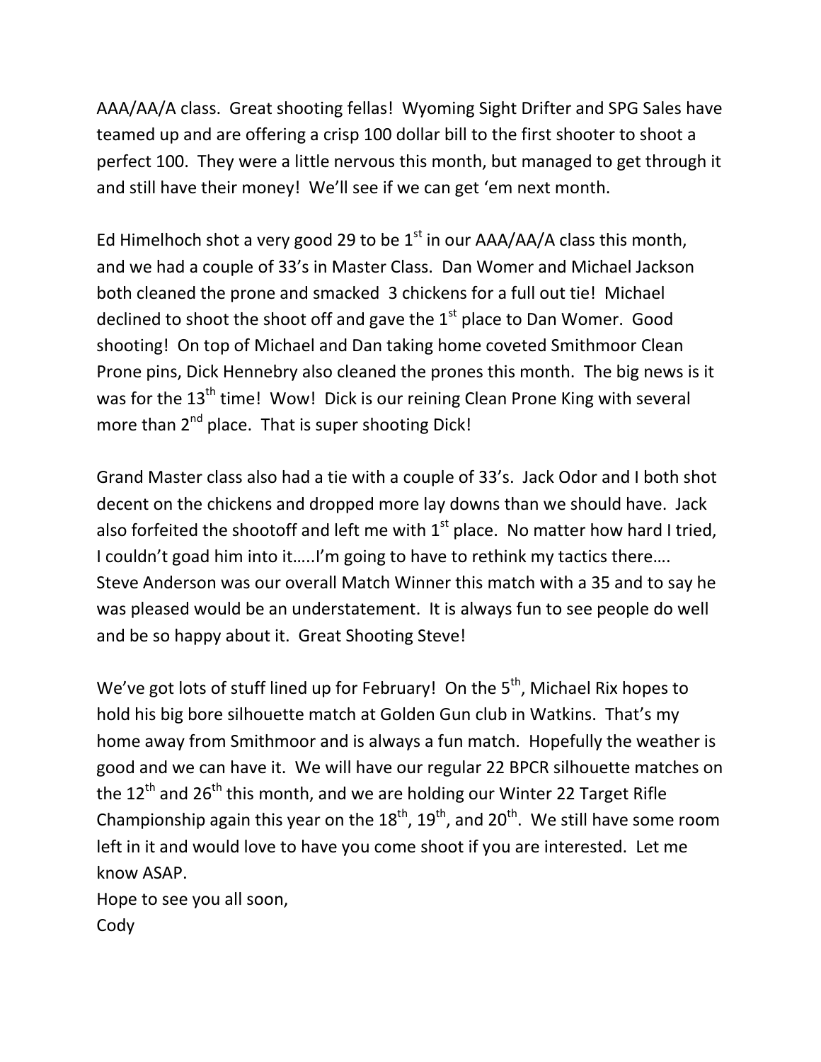AAA/AA/A class. Great shooting fellas! Wyoming Sight Drifter and SPG Sales have teamed up and are offering a crisp 100 dollar bill to the first shooter to shoot a perfect 100. They were a little nervous this month, but managed to get through it and still have their money! We'll see if we can get 'em next month.

Ed Himelhoch shot a very good 29 to be 1st in our AAA/AA/A class this month, and we had a couple of 33's in Master Class. Dan Womer and Michael Jackson both cleaned the prone and smacked 3 chickens for a full out tie! Michael declined to shoot the shoot off and gave the 1st place to Dan Womer. Good shooting! On top of Michael and Dan taking home coveted Smithmoor Clean Prone pins, Dick Hennebry also cleaned the prones this month. The big news is it was for the 13th time! Wow! Dick is our reining Clean Prone King with several more than 2nd place. That is super shooting Dick!

Grand Master class also had a tie with a couple of 33's. Jack Odor and I both shot decent on the chickens and dropped more lay downs than we should have. Jack also forfeited the shootoff and left me with 1st place. No matter how hard I tried, I couldn't goad him into it…..I'm going to have to rethink my tactics there…. Steve Anderson was our overall Match Winner this match with a 35 and to say he was pleased would be an understatement. It is always fun to see people do well and be so happy about it. Great Shooting Steve!

We've got lots of stuff lined up for February! On the 5th, Michael Rix hopes to hold his big bore silhouette match at Golden Gun club in Watkins. That's my home away from Smithmoor and is always a fun match. Hopefully the weather is good and we can have it. We will have our regular 22 BPCR silhouette matches on the 12th and 26th this month, and we are holding our Winter 22 Target Rifle Championship again this year on the 18th, 19th, and 20th. We still have some room left in it and would love to have you come shoot if you are interested. Let me know ASAP.

Hope to see you all soon,
Cody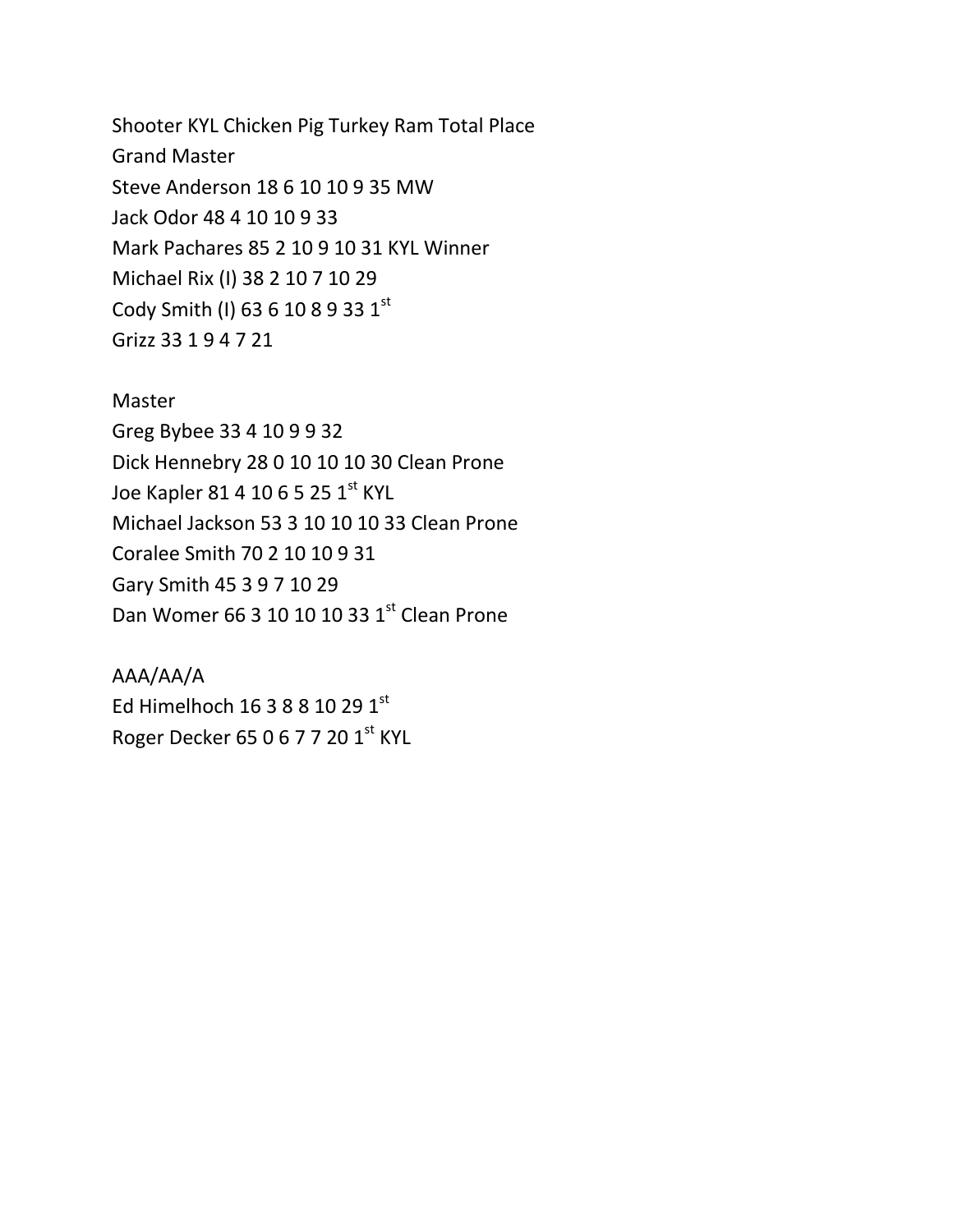Shooter KYL Chicken Pig Turkey Ram Total Place

Grand Master

Steve Anderson 18 6 10 10 9 35 MW

Jack Odor 48 4 10 10 9 33

Mark Pachares 85 2 10 9 10 31 KYL Winner

Michael Rix (I) 38 2 10 7 10 29

Cody Smith (I) 63 6 10 8 9 33 1st

Grizz 33 1 9 4 7 21

Master

Greg Bybee 33 4 10 9 9 32

Dick Hennebry 28 0 10 10 10 30 Clean Prone

Joe Kapler 81 4 10 6 5 25 1st KYL

Michael Jackson 53 3 10 10 10 33 Clean Prone

Coralee Smith 70 2 10 10 9 31

Gary Smith 45 3 9 7 10 29

Dan Womer 66 3 10 10 10 33 1st Clean Prone

AAA/AA/A

Ed Himelhoch 16 3 8 8 10 29 1st

Roger Decker 65 0 6 7 7 20 1st KYL